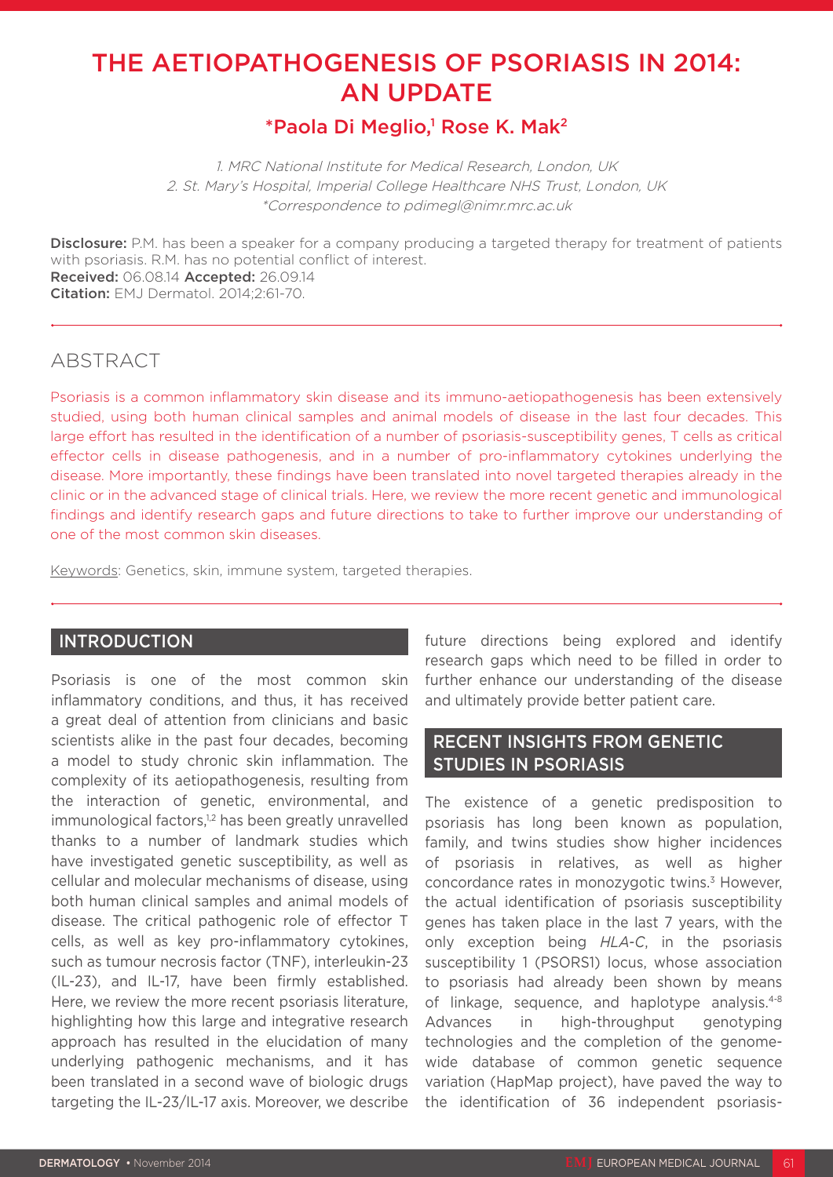# THE AETIOPATHOGENESIS OF PSORIASIS IN 2014: AN UPDATE

**\*Paola Di Meglio,[1] Rose K. Mak[2]**

*1. MRC National Institute for Medical Research, London, UK*
*2. St. Mary's Hospital, Imperial College Healthcare NHS Trust, London, UK*
*\*Correspondence to pdimegl@nimr.mrc.ac.uk*

**Disclosure:** P.M. has been a speaker for a company producing a targeted therapy for treatment of patients with psoriasis. R.M. has no potential conflict of interest.
**Received:** 06.08.14 **Accepted:** 26.09.14
**Citation:** EMJ Dermatol. 2014;2:61-70.

## ABSTRACT

Psoriasis is a common inflammatory skin disease and its immuno-aetiopathogenesis has been extensively studied, using both human clinical samples and animal models of disease in the last four decades. This large effort has resulted in the identification of a number of psoriasis-susceptibility genes, T cells as critical effector cells in disease pathogenesis, and in a number of pro-inflammatory cytokines underlying the disease. More importantly, these findings have been translated into novel targeted therapies already in the clinic or in the advanced stage of clinical trials. Here, we review the more recent genetic and immunological findings and identify research gaps and future directions to take to further improve our understanding of one of the most common skin diseases.

Keywords: Genetics, skin, immune system, targeted therapies.

## INTRODUCTION

Psoriasis is one of the most common skin inflammatory conditions, and thus, it has received a great deal of attention from clinicians and basic scientists alike in the past four decades, becoming a model to study chronic skin inflammation. The complexity of its aetiopathogenesis, resulting from the interaction of genetic, environmental, and immunological factors,[1,2] has been greatly unravelled thanks to a number of landmark studies which have investigated genetic susceptibility, as well as cellular and molecular mechanisms of disease, using both human clinical samples and animal models of disease. The critical pathogenic role of effector T cells, as well as key pro-inflammatory cytokines, such as tumour necrosis factor (TNF), interleukin-23 (IL-23), and IL-17, have been firmly established. Here, we review the more recent psoriasis literature, highlighting how this large and integrative research approach has resulted in the elucidation of many underlying pathogenic mechanisms, and it has been translated in a second wave of biologic drugs targeting the IL-23/IL-17 axis. Moreover, we describe future directions being explored and identify research gaps which need to be filled in order to further enhance our understanding of the disease and ultimately provide better patient care.

## RECENT INSIGHTS FROM GENETIC STUDIES IN PSORIASIS

The existence of a genetic predisposition to psoriasis has long been known as population, family, and twins studies show higher incidences of psoriasis in relatives, as well as higher concordance rates in monozygotic twins.[3] However, the actual identification of psoriasis susceptibility genes has taken place in the last 7 years, with the only exception being *HLA-C*, in the psoriasis susceptibility 1 (PSORS1) locus, whose association to psoriasis had already been shown by means of linkage, sequence, and haplotype analysis.[4-8] Advances in high-throughput genotyping technologies and the completion of the genome-wide database of common genetic sequence variation (HapMap project), have paved the way to the identification of 36 independent psoriasis-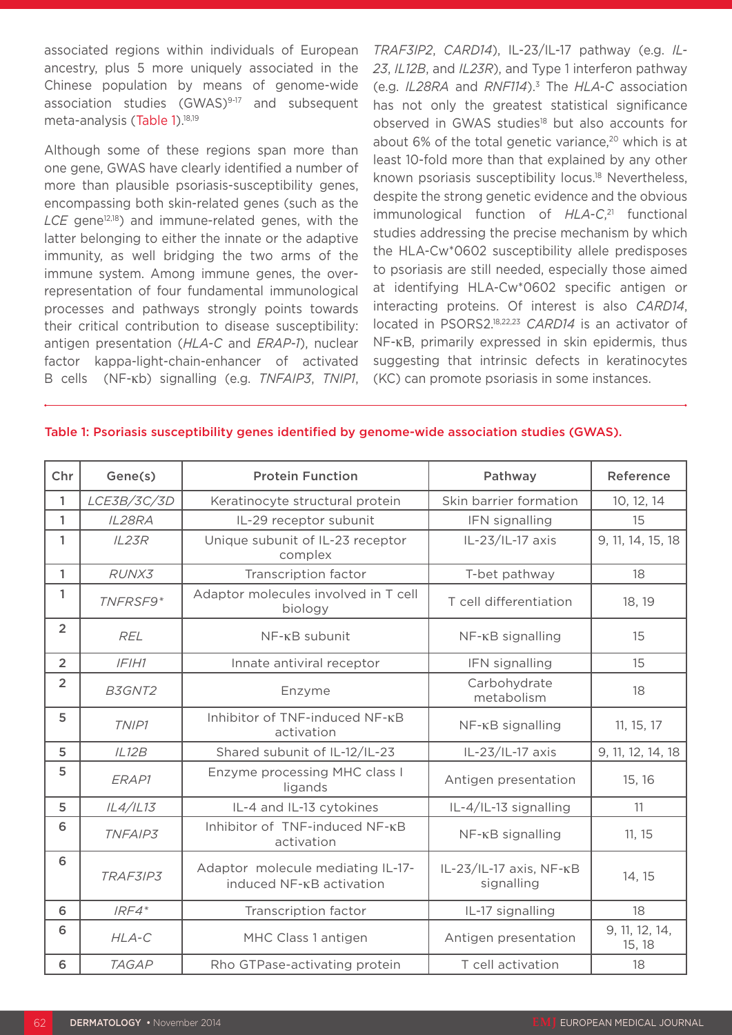associated regions within individuals of European ancestry, plus 5 more uniquely associated in the Chinese population by means of genome-wide association studies (GWAS)[9-17] and subsequent meta-analysis (Table 1).[18,19]

Although some of these regions span more than one gene, GWAS have clearly identified a number of more than plausible psoriasis-susceptibility genes, encompassing both skin-related genes (such as the *LCE* gene[12,18]) and immune-related genes, with the latter belonging to either the innate or the adaptive immunity, as well bridging the two arms of the immune system. Among immune genes, the over-representation of four fundamental immunological processes and pathways strongly points towards their critical contribution to disease susceptibility: antigen presentation (*HLA-C* and *ERAP-1*), nuclear factor kappa-light-chain-enhancer of activated B cells (NF-κb) signalling (e.g. *TNFAIP3*, *TNIP1*, *TRAF3IP2*, *CARD14*), IL-23/IL-17 pathway (e.g. *IL-23*, *IL12B*, and *IL23R*), and Type 1 interferon pathway (e.g. *IL28RA* and *RNF114*).[3] The *HLA-C* association has not only the greatest statistical significance observed in GWAS studies[18] but also accounts for about 6% of the total genetic variance,[20] which is at least 10-fold more than that explained by any other known psoriasis susceptibility locus.[18] Nevertheless, despite the strong genetic evidence and the obvious immunological function of *HLA-C*,[21] functional studies addressing the precise mechanism by which the HLA-Cw*0602 susceptibility allele predisposes to psoriasis are still needed, especially those aimed at identifying HLA-Cw*0602 specific antigen or interacting proteins. Of interest is also *CARD14*, located in PSORS2.[18,22,23] *CARD14* is an activator of NF-κB, primarily expressed in skin epidermis, thus suggesting that intrinsic defects in keratinocytes (KC) can promote psoriasis in some instances.

**Table 1: Psoriasis susceptibility genes identified by genome-wide association studies (GWAS).**

| Chr | Gene(s) | Protein Function | Pathway | Reference |
|---|---|---|---|---|
| 1 | *LCE3B/3C/3D* | Keratinocyte structural protein | Skin barrier formation | 10, 12, 14 |
| 1 | *IL28RA* | IL-29 receptor subunit | IFN signalling | 15 |
| 1 | *IL23R* | Unique subunit of IL-23 receptor complex | IL-23/IL-17 axis | 9, 11, 14, 15, 18 |
| 1 | *RUNX3* | Transcription factor | T-bet pathway | 18 |
| 1 | *TNFRSF9** | Adaptor molecules involved in T cell biology | T cell differentiation | 18, 19 |
| 2 | *REL* | NF-κB subunit | NF-κB signalling | 15 |
| 2 | *IFIH1* | Innate antiviral receptor | IFN signalling | 15 |
| 2 | *B3GNT2* | Enzyme | Carbohydrate metabolism | 18 |
| 5 | *TNIP1* | Inhibitor of TNF-induced NF-κB activation | NF-κB signalling | 11, 15, 17 |
| 5 | *IL12B* | Shared subunit of IL-12/IL-23 | IL-23/IL-17 axis | 9, 11, 12, 14, 18 |
| 5 | *ERAP1* | Enzyme processing MHC class I ligands | Antigen presentation | 15, 16 |
| 5 | *IL4/IL13* | IL-4 and IL-13 cytokines | IL-4/IL-13 signalling | 11 |
| 6 | *TNFAIP3* | Inhibitor of TNF-induced NF-κB activation | NF-κB signalling | 11, 15 |
| 6 | *TRAF3IP3* | Adaptor molecule mediating IL-17-induced NF-κB activation | IL-23/IL-17 axis, NF-κB signalling | 14, 15 |
| 6 | *IRF4** | Transcription factor | IL-17 signalling | 18 |
| 6 | *HLA-C* | MHC Class 1 antigen | Antigen presentation | 9, 11, 12, 14, 15, 18 |
| 6 | *TAGAP* | Rho GTPase-activating protein | T cell activation | 18 |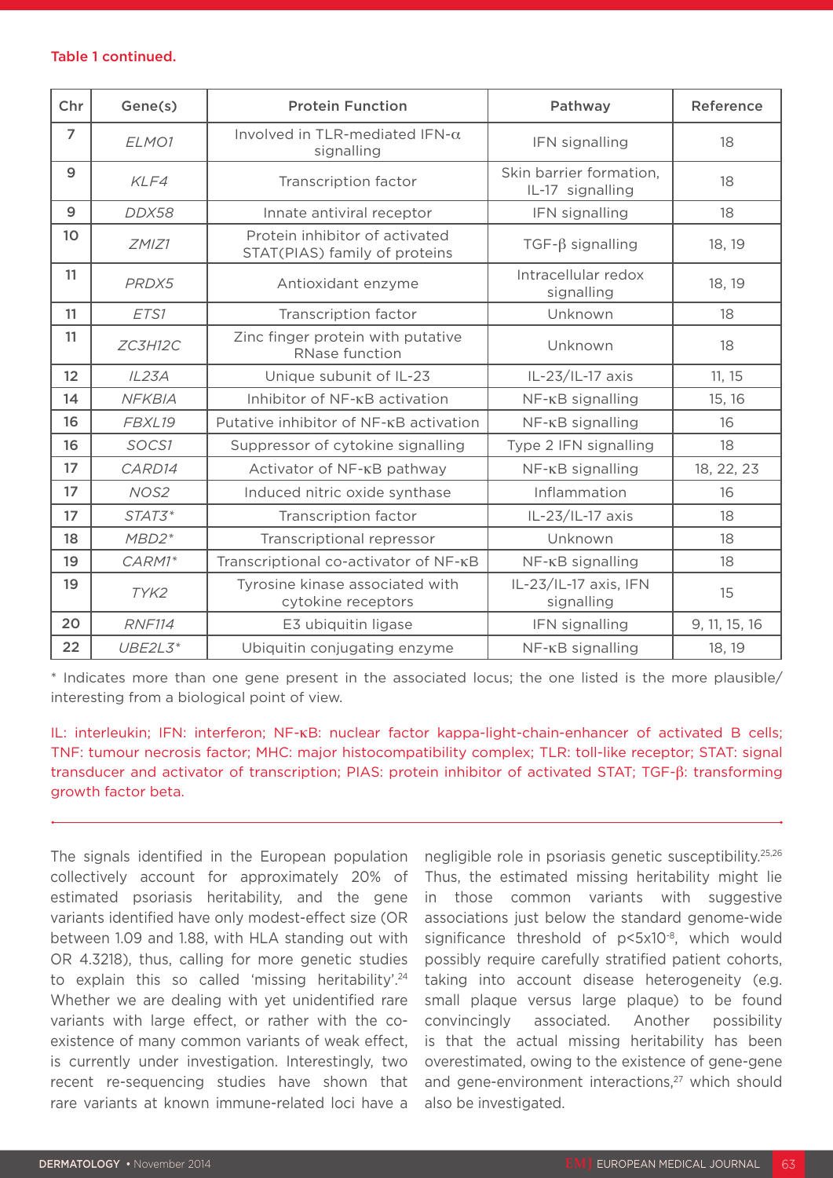**Table 1 continued.**

| Chr | Gene(s) | Protein Function | Pathway | Reference |
|---|---|---|---|---|
| 7 | *ELMO1* | Involved in TLR-mediated IFN-α signalling | IFN signalling | 18 |
| 9 | *KLF4* | Transcription factor | Skin barrier formation, IL-17 signalling | 18 |
| 9 | *DDX58* | Innate antiviral receptor | IFN signalling | 18 |
| 10 | *ZMIZ1* | Protein inhibitor of activated STAT(PIAS) family of proteins | TGF-β signalling | 18, 19 |
| 11 | *PRDX5* | Antioxidant enzyme | Intracellular redox signalling | 18, 19 |
| 11 | *ETS1* | Transcription factor | Unknown | 18 |
| 11 | *ZC3H12C* | Zinc finger protein with putative RNase function | Unknown | 18 |
| 12 | *IL23A* | Unique subunit of IL-23 | IL-23/IL-17 axis | 11, 15 |
| 14 | *NFKBIA* | Inhibitor of NF-κB activation | NF-κB signalling | 15, 16 |
| 16 | *FBXL19* | Putative inhibitor of NF-κB activation | NF-κB signalling | 16 |
| 16 | *SOCS1* | Suppressor of cytokine signalling | Type 2 IFN signalling | 18 |
| 17 | *CARD14* | Activator of NF-κB pathway | NF-κB signalling | 18, 22, 23 |
| 17 | *NOS2* | Induced nitric oxide synthase | Inflammation | 16 |
| 17 | *STAT3** | Transcription factor | IL-23/IL-17 axis | 18 |
| 18 | *MBD2** | Transcriptional repressor | Unknown | 18 |
| 19 | *CARM1** | Transcriptional co-activator of NF-κB | NF-κB signalling | 18 |
| 19 | *TYK2* | Tyrosine kinase associated with cytokine receptors | IL-23/IL-17 axis, IFN signalling | 15 |
| 20 | *RNF114* | E3 ubiquitin ligase | IFN signalling | 9, 11, 15, 16 |
| 22 | *UBE2L3** | Ubiquitin conjugating enzyme | NF-κB signalling | 18, 19 |

* Indicates more than one gene present in the associated locus; the one listed is the more plausible/interesting from a biological point of view.

IL: interleukin; IFN: interferon; NF-κB: nuclear factor kappa-light-chain-enhancer of activated B cells; TNF: tumour necrosis factor; MHC: major histocompatibility complex; TLR: toll-like receptor; STAT: signal transducer and activator of transcription; PIAS: protein inhibitor of activated STAT; TGF-β: transforming growth factor beta.

The signals identified in the European population collectively account for approximately 20% of estimated psoriasis heritability, and the gene variants identified have only modest-effect size (OR between 1.09 and 1.88, with HLA standing out with OR 4.3218), thus, calling for more genetic studies to explain this so called 'missing heritability'.[24] Whether we are dealing with yet unidentified rare variants with large effect, or rather with the co-existence of many common variants of weak effect, is currently under investigation. Interestingly, two recent re-sequencing studies have shown that rare variants at known immune-related loci have a negligible role in psoriasis genetic susceptibility.[25,26] Thus, the estimated missing heritability might lie in those common variants with suggestive associations just below the standard genome-wide significance threshold of $p<5x10^{-8}$, which would possibly require carefully stratified patient cohorts, taking into account disease heterogeneity (e.g. small plaque versus large plaque) to be found convincingly associated. Another possibility is that the actual missing heritability has been overestimated, owing to the existence of gene-gene and gene-environment interactions,[27] which should also be investigated.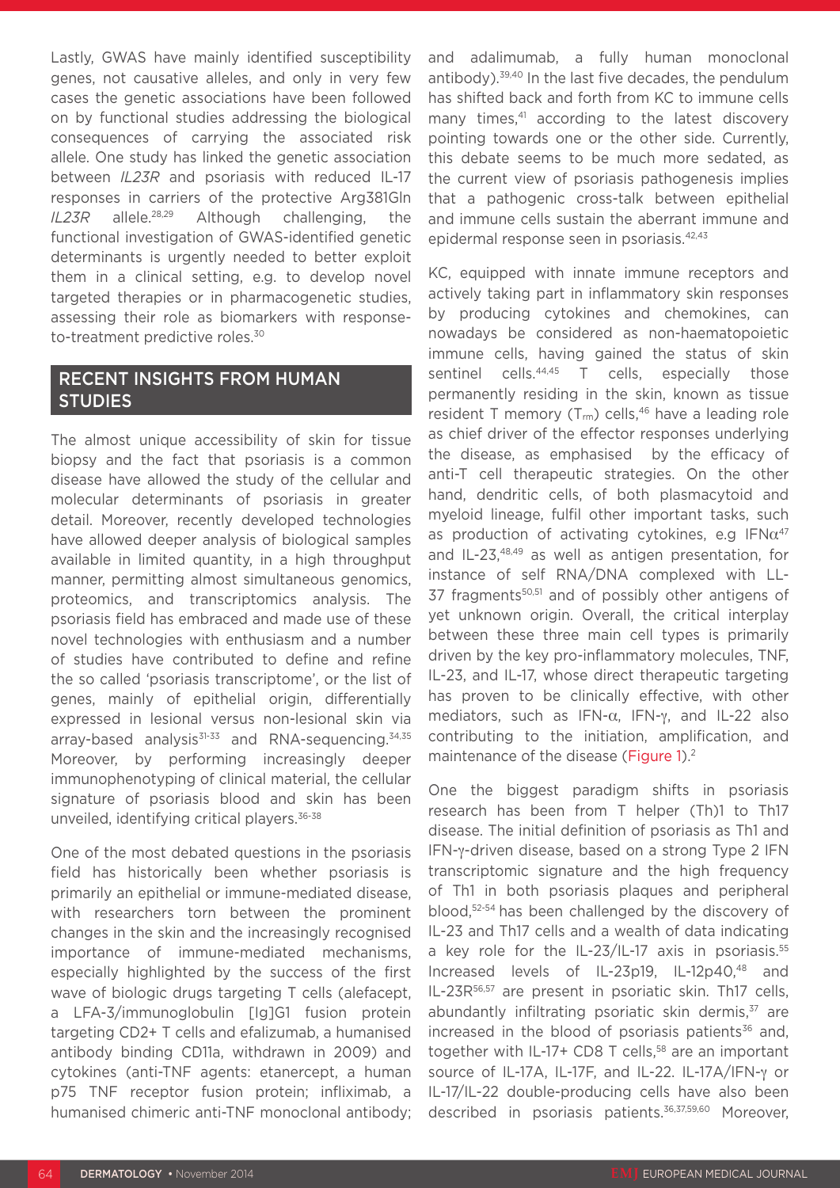Lastly, GWAS have mainly identified susceptibility genes, not causative alleles, and only in very few cases the genetic associations have been followed on by functional studies addressing the biological consequences of carrying the associated risk allele. One study has linked the genetic association between *IL23R* and psoriasis with reduced IL-17 responses in carriers of the protective Arg381Gln *IL23R* allele.[28,29] Although challenging, the functional investigation of GWAS-identified genetic determinants is urgently needed to better exploit them in a clinical setting, e.g. to develop novel targeted therapies or in pharmacogenetic studies, assessing their role as biomarkers with response-to-treatment predictive roles.[30]

## RECENT INSIGHTS FROM HUMAN STUDIES

The almost unique accessibility of skin for tissue biopsy and the fact that psoriasis is a common disease have allowed the study of the cellular and molecular determinants of psoriasis in greater detail. Moreover, recently developed technologies have allowed deeper analysis of biological samples available in limited quantity, in a high throughput manner, permitting almost simultaneous genomics, proteomics, and transcriptomics analysis. The psoriasis field has embraced and made use of these novel technologies with enthusiasm and a number of studies have contributed to define and refine the so called 'psoriasis transcriptome', or the list of genes, mainly of epithelial origin, differentially expressed in lesional versus non-lesional skin via array-based analysis[31-33] and RNA-sequencing.[34,35] Moreover, by performing increasingly deeper immunophenotyping of clinical material, the cellular signature of psoriasis blood and skin has been unveiled, identifying critical players.[36-38]

One of the most debated questions in the psoriasis field has historically been whether psoriasis is primarily an epithelial or immune-mediated disease, with researchers torn between the prominent changes in the skin and the increasingly recognised importance of immune-mediated mechanisms, especially highlighted by the success of the first wave of biologic drugs targeting T cells (alefacept, a LFA-3/immunoglobulin [Ig]G1 fusion protein targeting CD2+ T cells and efalizumab, a humanised antibody binding CD11a, withdrawn in 2009) and cytokines (anti-TNF agents: etanercept, a human p75 TNF receptor fusion protein; infliximab, a humanised chimeric anti-TNF monoclonal antibody; and adalimumab, a fully human monoclonal antibody).[39,40] In the last five decades, the pendulum has shifted back and forth from KC to immune cells many times,[41] according to the latest discovery pointing towards one or the other side. Currently, this debate seems to be much more sedated, as the current view of psoriasis pathogenesis implies that a pathogenic cross-talk between epithelial and immune cells sustain the aberrant immune and epidermal response seen in psoriasis.[42,43]

KC, equipped with innate immune receptors and actively taking part in inflammatory skin responses by producing cytokines and chemokines, can nowadays be considered as non-haematopoietic immune cells, having gained the status of skin sentinel cells.[44,45] T cells, especially those permanently residing in the skin, known as tissue resident T memory ($T_{rm}$) cells,[46] have a leading role as chief driver of the effector responses underlying the disease, as emphasised by the efficacy of anti-T cell therapeutic strategies. On the other hand, dendritic cells, of both plasmacytoid and myeloid lineage, fulfil other important tasks, such as production of activating cytokines, e.g IFNα[47] and IL-23,[48,49] as well as antigen presentation, for instance of self RNA/DNA complexed with LL-37 fragments[50,51] and of possibly other antigens of yet unknown origin. Overall, the critical interplay between these three main cell types is primarily driven by the key pro-inflammatory molecules, TNF, IL-23, and IL-17, whose direct therapeutic targeting has proven to be clinically effective, with other mediators, such as IFN-α, IFN-γ, and IL-22 also contributing to the initiation, amplification, and maintenance of the disease (Figure 1).[2]

One the biggest paradigm shifts in psoriasis research has been from T helper (Th)1 to Th17 disease. The initial definition of psoriasis as Th1 and IFN-γ-driven disease, based on a strong Type 2 IFN transcriptomic signature and the high frequency of Th1 in both psoriasis plaques and peripheral blood,[52-54] has been challenged by the discovery of IL-23 and Th17 cells and a wealth of data indicating a key role for the IL-23/IL-17 axis in psoriasis.[55] Increased levels of IL-23p19, IL-12p40,[48] and IL-23R[56,57] are present in psoriatic skin. Th17 cells, abundantly infiltrating psoriatic skin dermis,[37] are increased in the blood of psoriasis patients[36] and, together with IL-17+ CD8 T cells,[58] are an important source of IL-17A, IL-17F, and IL-22. IL-17A/IFN-γ or IL-17/IL-22 double-producing cells have also been described in psoriasis patients.[36,37,59,60] Moreover,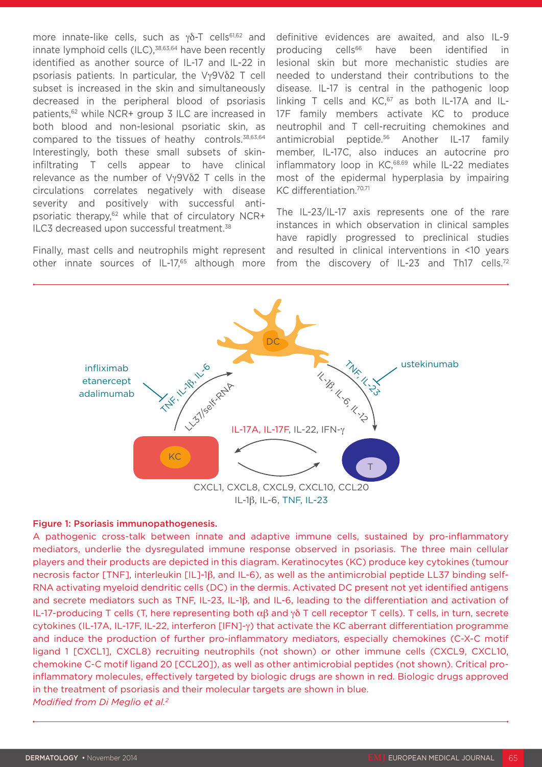more innate-like cells, such as γδ-T cells[61,62] and innate lymphoid cells (ILC),[38,63,64] have been recently identified as another source of IL-17 and IL-22 in psoriasis patients. In particular, the Vγ9Vδ2 T cell subset is increased in the skin and simultaneously decreased in the peripheral blood of psoriasis patients,[62] while NCR+ group 3 ILC are increased in both blood and non-lesional psoriatic skin, as compared to the tissues of heathy controls.[38,63,64] Interestingly, both these small subsets of skin-infiltrating T cells appear to have clinical relevance as the number of Vγ9Vδ2 T cells in the circulations correlates negatively with disease severity and positively with successful anti-psoriatic therapy,[62] while that of circulatory NCR+ ILC3 decreased upon successful treatment.[38]

Finally, mast cells and neutrophils might represent other innate sources of IL-17,[65] although more definitive evidences are awaited, and also IL-9 producing cells[66] have been identified in lesional skin but more mechanistic studies are needed to understand their contributions to the disease. IL-17 is central in the pathogenic loop linking T cells and KC,[67] as both IL-17A and IL-17F family members activate KC to produce neutrophil and T cell-recruiting chemokines and antimicrobial peptide.[56] Another IL-17 family member, IL-17C, also induces an autocrine pro inflammatory loop in KC,[68,69] while IL-22 mediates most of the epidermal hyperplasia by impairing KC differentiation.[70,71]

The IL-23/IL-17 axis represents one of the rare instances in which observation in clinical samples have rapidly progressed to preclinical studies and resulted in clinical interventions in <10 years from the discovery of IL-23 and Th17 cells.[72]

**Figure 1: Psoriasis immunopathogenesis.**

A pathogenic cross-talk between innate and adaptive immune cells, sustained by pro-inflammatory mediators, underlie the dysregulated immune response observed in psoriasis. The three main cellular players and their products are depicted in this diagram. Keratinocytes (KC) produce key cytokines (tumour necrosis factor [TNF], interleukin [IL]-1β, and IL-6), as well as the antimicrobial peptide LL37 binding self-RNA activating myeloid dendritic cells (DC) in the dermis. Activated DC present not yet identified antigens and secrete mediators such as TNF, IL-23, IL-1β, and IL-6, leading to the differentiation and activation of IL-17-producing T cells (T, here representing both αβ and γδ T cell receptor T cells). T cells, in turn, secrete cytokines (IL-17A, IL-17F, IL-22, interferon [IFN]-γ) that activate the KC aberrant differentiation programme and induce the production of further pro-inflammatory mediators, especially chemokines (C-X-C motif ligand 1 [CXCL1], CXCL8) recruiting neutrophils (not shown) or other immune cells (CXCL9, CXCL10, chemokine C-C motif ligand 20 [CCL20]), as well as other antimicrobial peptides (not shown). Critical pro-inflammatory molecules, effectively targeted by biologic drugs are shown in red. Biologic drugs approved in the treatment of psoriasis and their molecular targets are shown in blue.

*Modified from Di Meglio et al.[2]*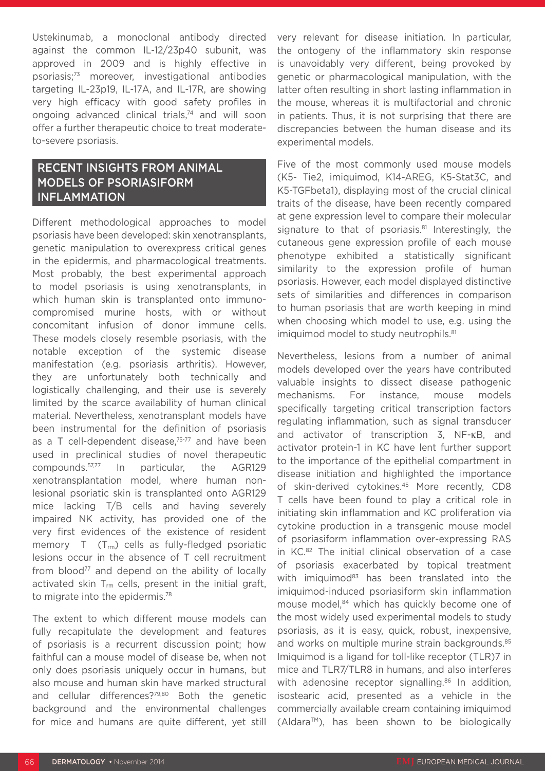Ustekinumab, a monoclonal antibody directed against the common IL-12/23p40 subunit, was approved in 2009 and is highly effective in psoriasis;[73] moreover, investigational antibodies targeting IL-23p19, IL-17A, and IL-17R, are showing very high efficacy with good safety profiles in ongoing advanced clinical trials,[74] and will soon offer a further therapeutic choice to treat moderate-to-severe psoriasis.

## RECENT INSIGHTS FROM ANIMAL MODELS OF PSORIASIFORM INFLAMMATION

Different methodological approaches to model psoriasis have been developed: skin xenotransplants, genetic manipulation to overexpress critical genes in the epidermis, and pharmacological treatments. Most probably, the best experimental approach to model psoriasis is using xenotransplants, in which human skin is transplanted onto immunocompromised murine hosts, with or without concomitant infusion of donor immune cells. These models closely resemble psoriasis, with the notable exception of the systemic disease manifestation (e.g. psoriasis arthritis). However, they are unfortunately both technically and logistically challenging, and their use is severely limited by the scarce availability of human clinical material. Nevertheless, xenotransplant models have been instrumental for the definition of psoriasis as a T cell-dependent disease,[75-77] and have been used in preclinical studies of novel therapeutic compounds.[57,77] In particular, the AGR129 xenotransplantation model, where human non-lesional psoriatic skin is transplanted onto AGR129 mice lacking T/B cells and having severely impaired NK activity, has provided one of the very first evidences of the existence of resident memory T ($T_{rm}$) cells as fully-fledged psoriatic lesions occur in the absence of T cell recruitment from blood[77] and depend on the ability of locally activated skin $T_{rm}$ cells, present in the initial graft, to migrate into the epidermis.[78]

The extent to which different mouse models can fully recapitulate the development and features of psoriasis is a recurrent discussion point; how faithful can a mouse model of disease be, when not only does psoriasis uniquely occur in humans, but also mouse and human skin have marked structural and cellular differences?[79,80] Both the genetic background and the environmental challenges for mice and humans are quite different, yet still very relevant for disease initiation. In particular, the ontogeny of the inflammatory skin response is unavoidably very different, being provoked by genetic or pharmacological manipulation, with the latter often resulting in short lasting inflammation in the mouse, whereas it is multifactorial and chronic in patients. Thus, it is not surprising that there are discrepancies between the human disease and its experimental models.

Five of the most commonly used mouse models (K5- Tie2, imiquimod, K14-AREG, K5-Stat3C, and K5-TGFbeta1), displaying most of the crucial clinical traits of the disease, have been recently compared at gene expression level to compare their molecular signature to that of psoriasis.[81] Interestingly, the cutaneous gene expression profile of each mouse phenotype exhibited a statistically significant similarity to the expression profile of human psoriasis. However, each model displayed distinctive sets of similarities and differences in comparison to human psoriasis that are worth keeping in mind when choosing which model to use, e.g. using the imiquimod model to study neutrophils.[81]

Nevertheless, lesions from a number of animal models developed over the years have contributed valuable insights to dissect disease pathogenic mechanisms. For instance, mouse models specifically targeting critical transcription factors regulating inflammation, such as signal transducer and activator of transcription 3, NF-κB, and activator protein-1 in KC have lent further support to the importance of the epithelial compartment in disease initiation and highlighted the importance of skin-derived cytokines.[45] More recently, CD8 T cells have been found to play a critical role in initiating skin inflammation and KC proliferation via cytokine production in a transgenic mouse model of psoriasiform inflammation over-expressing RAS in KC.[82] The initial clinical observation of a case of psoriasis exacerbated by topical treatment with imiquimod[83] has been translated into the imiquimod-induced psoriasiform skin inflammation mouse model,[84] which has quickly become one of the most widely used experimental models to study psoriasis, as it is easy, quick, robust, inexpensive, and works on multiple murine strain backgrounds.[85] Imiquimod is a ligand for toll-like receptor (TLR)7 in mice and TLR7/TLR8 in humans, and also interferes with adenosine receptor signalling.[86] In addition, isostearic acid, presented as a vehicle in the commercially available cream containing imiquimod (Aldara™), has been shown to be biologically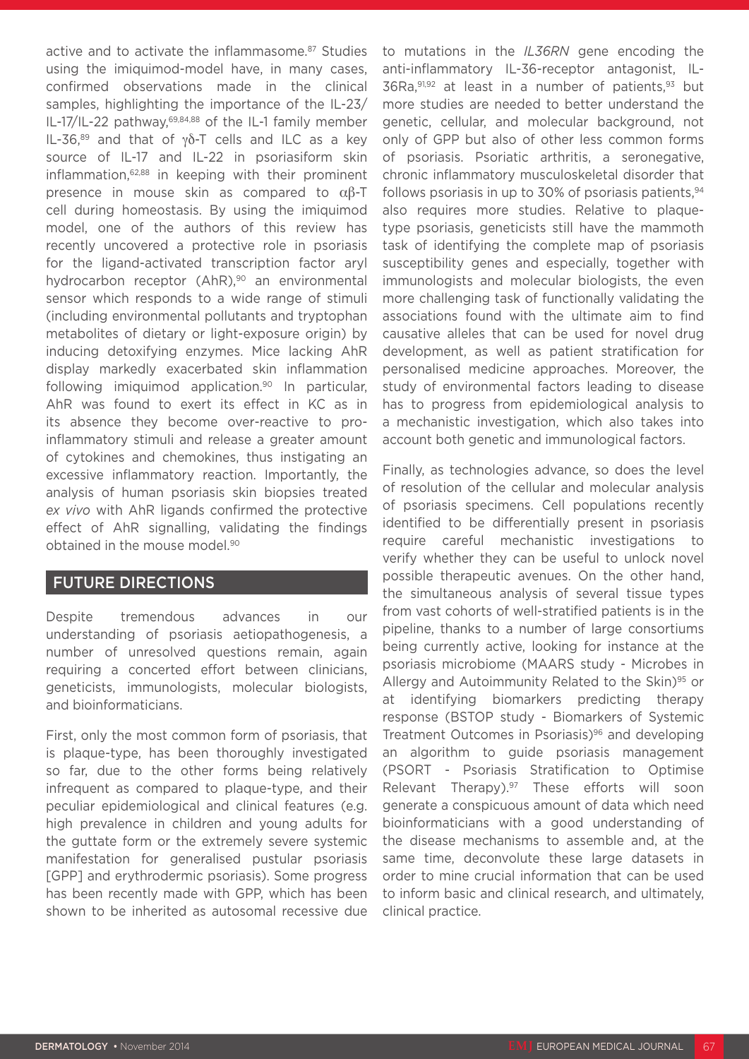active and to activate the inflammasome.[87] Studies using the imiquimod-model have, in many cases, confirmed observations made in the clinical samples, highlighting the importance of the IL-23/IL-17/IL-22 pathway,[69,84,88] of the IL-1 family member IL-36,[89] and that of γδ-T cells and ILC as a key source of IL-17 and IL-22 in psoriasiform skin inflammation,[62,88] in keeping with their prominent presence in mouse skin as compared to αβ-T cell during homeostasis. By using the imiquimod model, one of the authors of this review has recently uncovered a protective role in psoriasis for the ligand-activated transcription factor aryl hydrocarbon receptor (AhR),[90] an environmental sensor which responds to a wide range of stimuli (including environmental pollutants and tryptophan metabolites of dietary or light-exposure origin) by inducing detoxifying enzymes. Mice lacking AhR display markedly exacerbated skin inflammation following imiquimod application.[90] In particular, AhR was found to exert its effect in KC as in its absence they become over-reactive to pro-inflammatory stimuli and release a greater amount of cytokines and chemokines, thus instigating an excessive inflammatory reaction. Importantly, the analysis of human psoriasis skin biopsies treated *ex vivo* with AhR ligands confirmed the protective effect of AhR signalling, validating the findings obtained in the mouse model.[90]

## FUTURE DIRECTIONS

Despite tremendous advances in our understanding of psoriasis aetiopathogenesis, a number of unresolved questions remain, again requiring a concerted effort between clinicians, geneticists, immunologists, molecular biologists, and bioinformaticians.

First, only the most common form of psoriasis, that is plaque-type, has been thoroughly investigated so far, due to the other forms being relatively infrequent as compared to plaque-type, and their peculiar epidemiological and clinical features (e.g. high prevalence in children and young adults for the guttate form or the extremely severe systemic manifestation for generalised pustular psoriasis [GPP] and erythrodermic psoriasis). Some progress has been recently made with GPP, which has been shown to be inherited as autosomal recessive due to mutations in the *IL36RN* gene encoding the anti-inflammatory IL-36-receptor antagonist, IL-36Ra,[91,92] at least in a number of patients,[93] but more studies are needed to better understand the genetic, cellular, and molecular background, not only of GPP but also of other less common forms of psoriasis. Psoriatic arthritis, a seronegative, chronic inflammatory musculoskeletal disorder that follows psoriasis in up to 30% of psoriasis patients,[94] also requires more studies. Relative to plaque-type psoriasis, geneticists still have the mammoth task of identifying the complete map of psoriasis susceptibility genes and especially, together with immunologists and molecular biologists, the even more challenging task of functionally validating the associations found with the ultimate aim to find causative alleles that can be used for novel drug development, as well as patient stratification for personalised medicine approaches. Moreover, the study of environmental factors leading to disease has to progress from epidemiological analysis to a mechanistic investigation, which also takes into account both genetic and immunological factors.

Finally, as technologies advance, so does the level of resolution of the cellular and molecular analysis of psoriasis specimens. Cell populations recently identified to be differentially present in psoriasis require careful mechanistic investigations to verify whether they can be useful to unlock novel possible therapeutic avenues. On the other hand, the simultaneous analysis of several tissue types from vast cohorts of well-stratified patients is in the pipeline, thanks to a number of large consortiums being currently active, looking for instance at the psoriasis microbiome (MAARS study - Microbes in Allergy and Autoimmunity Related to the Skin)[95] or at identifying biomarkers predicting therapy response (BSTOP study - Biomarkers of Systemic Treatment Outcomes in Psoriasis)[96] and developing an algorithm to guide psoriasis management (PSORT - Psoriasis Stratification to Optimise Relevant Therapy).[97] These efforts will soon generate a conspicuous amount of data which need bioinformaticians with a good understanding of the disease mechanisms to assemble and, at the same time, deconvolute these large datasets in order to mine crucial information that can be used to inform basic and clinical research, and ultimately, clinical practice.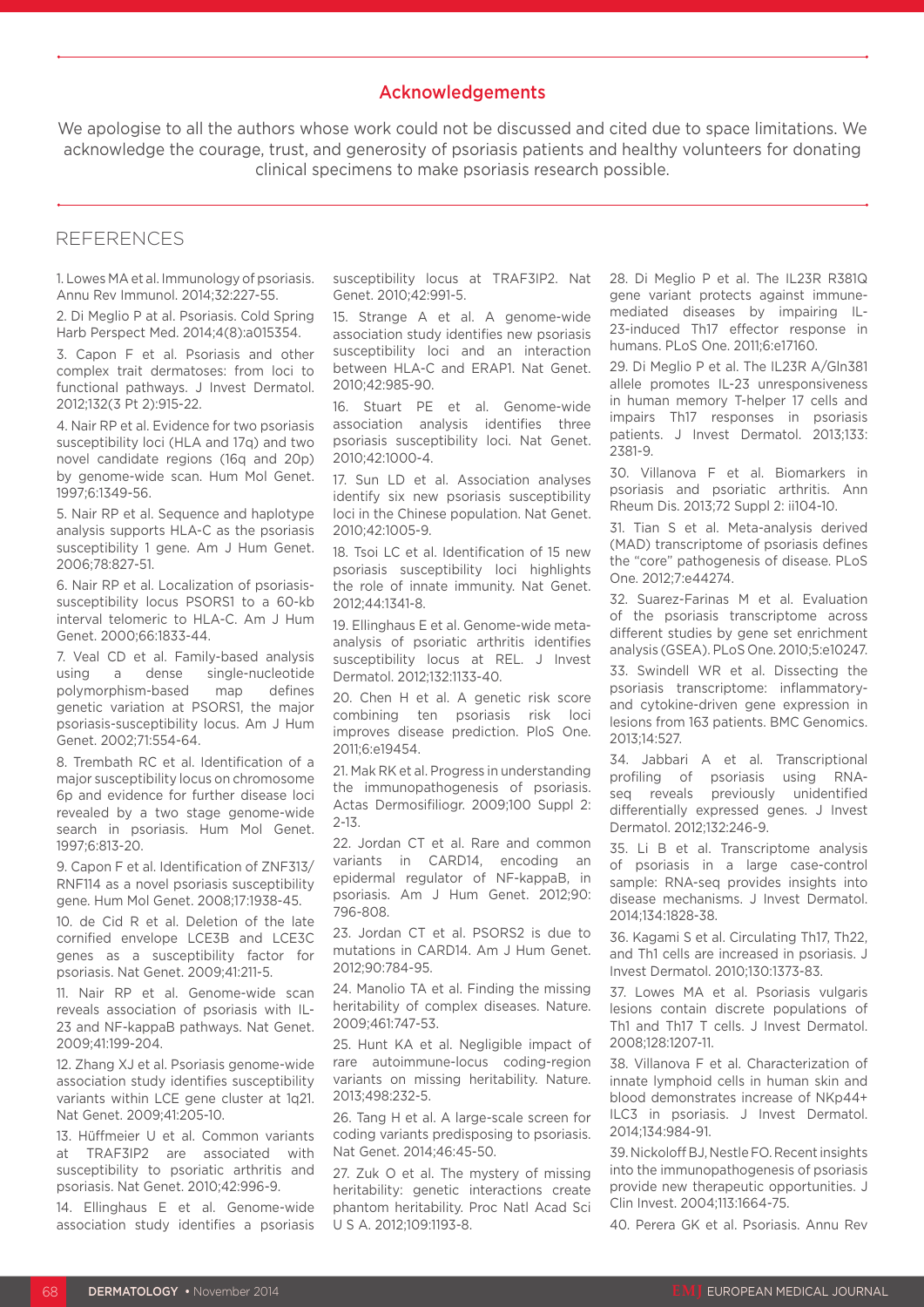## Acknowledgements

We apologise to all the authors whose work could not be discussed and cited due to space limitations. We acknowledge the courage, trust, and generosity of psoriasis patients and healthy volunteers for donating clinical specimens to make psoriasis research possible.

## REFERENCES

1. Lowes MA et al. Immunology of psoriasis. Annu Rev Immunol. 2014;32:227-55.

2. Di Meglio P at al. Psoriasis. Cold Spring Harb Perspect Med. 2014;4(8):a015354.

3. Capon F et al. Psoriasis and other complex trait dermatoses: from loci to functional pathways. J Invest Dermatol. 2012;132(3 Pt 2):915-22.

4. Nair RP et al. Evidence for two psoriasis susceptibility loci (HLA and 17q) and two novel candidate regions (16q and 20p) by genome-wide scan. Hum Mol Genet. 1997;6:1349-56.

5. Nair RP et al. Sequence and haplotype analysis supports HLA-C as the psoriasis susceptibility 1 gene. Am J Hum Genet. 2006;78:827-51.

6. Nair RP et al. Localization of psoriasis-susceptibility locus PSORS1 to a 60-kb interval telomeric to HLA-C. Am J Hum Genet. 2000;66:1833-44.

7. Veal CD et al. Family-based analysis using a dense single-nucleotide polymorphism-based map defines genetic variation at PSORS1, the major psoriasis-susceptibility locus. Am J Hum Genet. 2002;71:554-64.

8. Trembath RC et al. Identification of a major susceptibility locus on chromosome 6p and evidence for further disease loci revealed by a two stage genome-wide search in psoriasis. Hum Mol Genet. 1997;6:813-20.

9. Capon F et al. Identification of ZNF313/RNF114 as a novel psoriasis susceptibility gene. Hum Mol Genet. 2008;17:1938-45.

10. de Cid R et al. Deletion of the late cornified envelope LCE3B and LCE3C genes as a susceptibility factor for psoriasis. Nat Genet. 2009;41:211-5.

11. Nair RP et al. Genome-wide scan reveals association of psoriasis with IL-23 and NF-kappaB pathways. Nat Genet. 2009;41:199-204.

12. Zhang XJ et al. Psoriasis genome-wide association study identifies susceptibility variants within LCE gene cluster at 1q21. Nat Genet. 2009;41:205-10.

13. Hüffmeier U et al. Common variants at TRAF3IP2 are associated with susceptibility to psoriatic arthritis and psoriasis. Nat Genet. 2010;42:996-9.

14. Ellinghaus E et al. Genome-wide association study identifies a psoriasis susceptibility locus at TRAF3IP2. Nat Genet. 2010;42:991-5.

15. Strange A et al. A genome-wide association study identifies new psoriasis susceptibility loci and an interaction between HLA-C and ERAP1. Nat Genet. 2010;42:985-90.

16. Stuart PE et al. Genome-wide association analysis identifies three psoriasis susceptibility loci. Nat Genet. 2010;42:1000-4.

17. Sun LD et al. Association analyses identify six new psoriasis susceptibility loci in the Chinese population. Nat Genet. 2010;42:1005-9.

18. Tsoi LC et al. Identification of 15 new psoriasis susceptibility loci highlights the role of innate immunity. Nat Genet. 2012;44:1341-8.

19. Ellinghaus E et al. Genome-wide meta-analysis of psoriatic arthritis identifies susceptibility locus at REL. J Invest Dermatol. 2012;132:1133-40.

20. Chen H et al. A genetic risk score combining ten psoriasis risk loci improves disease prediction. PloS One. 2011;6:e19454.

21. Mak RK et al. Progress in understanding the immunopathogenesis of psoriasis. Actas Dermosifiliogr. 2009;100 Suppl 2: 2-13.

22. Jordan CT et al. Rare and common variants in CARD14, encoding an epidermal regulator of NF-kappaB, in psoriasis. Am J Hum Genet. 2012;90: 796-808.

23. Jordan CT et al. PSORS2 is due to mutations in CARD14. Am J Hum Genet. 2012;90:784-95.

24. Manolio TA et al. Finding the missing heritability of complex diseases. Nature. 2009;461:747-53.

25. Hunt KA et al. Negligible impact of rare autoimmune-locus coding-region variants on missing heritability. Nature. 2013;498:232-5.

26. Tang H et al. A large-scale screen for coding variants predisposing to psoriasis. Nat Genet. 2014;46:45-50.

27. Zuk O et al. The mystery of missing heritability: genetic interactions create phantom heritability. Proc Natl Acad Sci U S A. 2012;109:1193-8.

28. Di Meglio P et al. The IL23R R381Q gene variant protects against immune-mediated diseases by impairing IL-23-induced Th17 effector response in humans. PLoS One. 2011;6:e17160.

29. Di Meglio P et al. The IL23R A/Gln381 allele promotes IL-23 unresponsiveness in human memory T-helper 17 cells and impairs Th17 responses in psoriasis patients. J Invest Dermatol. 2013;133: 2381-9.

30. Villanova F et al. Biomarkers in psoriasis and psoriatic arthritis. Ann Rheum Dis. 2013;72 Suppl 2: ii104-10.

31. Tian S et al. Meta-analysis derived (MAD) transcriptome of psoriasis defines the "core" pathogenesis of disease. PLoS One. 2012;7:e44274.

32. Suarez-Farinas M et al. Evaluation of the psoriasis transcriptome across different studies by gene set enrichment analysis (GSEA). PLoS One. 2010;5:e10247.

33. Swindell WR et al. Dissecting the psoriasis transcriptome: inflammatory- and cytokine-driven gene expression in lesions from 163 patients. BMC Genomics. 2013;14:527.

34. Jabbari A et al. Transcriptional profiling of psoriasis using RNA-seq reveals previously unidentified differentially expressed genes. J Invest Dermatol. 2012;132:246-9.

35. Li B et al. Transcriptome analysis of psoriasis in a large case-control sample: RNA-seq provides insights into disease mechanisms. J Invest Dermatol. 2014;134:1828-38.

36. Kagami S et al. Circulating Th17, Th22, and Th1 cells are increased in psoriasis. J Invest Dermatol. 2010;130:1373-83.

37. Lowes MA et al. Psoriasis vulgaris lesions contain discrete populations of Th1 and Th17 T cells. J Invest Dermatol. 2008;128:1207-11.

38. Villanova F et al. Characterization of innate lymphoid cells in human skin and blood demonstrates increase of NKp44+ ILC3 in psoriasis. J Invest Dermatol. 2014;134:984-91.

39. Nickoloff BJ, Nestle FO. Recent insights into the immunopathogenesis of psoriasis provide new therapeutic opportunities. J Clin Invest. 2004;113:1664-75.

40. Perera GK et al. Psoriasis. Annu Rev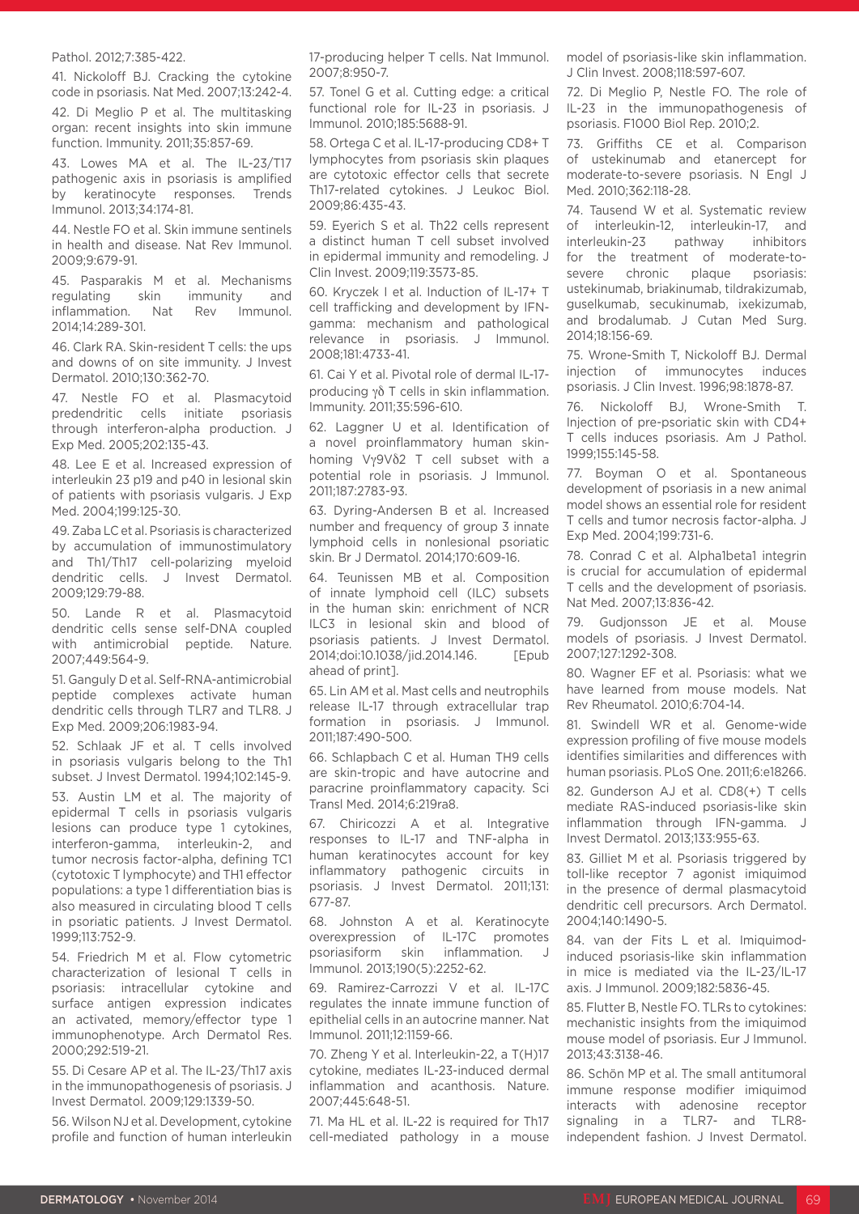Pathol. 2012;7:385-422.

41. Nickoloff BJ. Cracking the cytokine code in psoriasis. Nat Med. 2007;13:242-4.

42. Di Meglio P et al. The multitasking organ: recent insights into skin immune function. Immunity. 2011;35:857-69.

43. Lowes MA et al. The IL-23/T17 pathogenic axis in psoriasis is amplified by keratinocyte responses. Trends Immunol. 2013;34:174-81.

44. Nestle FO et al. Skin immune sentinels in health and disease. Nat Rev Immunol. 2009;9:679-91.

45. Pasparakis M et al. Mechanisms regulating skin immunity and inflammation. Nat Rev Immunol. 2014;14:289-301.

46. Clark RA. Skin-resident T cells: the ups and downs of on site immunity. J Invest Dermatol. 2010;130:362-70.

47. Nestle FO et al. Plasmacytoid predendritic cells initiate psoriasis through interferon-alpha production. J Exp Med. 2005;202:135-43.

48. Lee E et al. Increased expression of interleukin 23 p19 and p40 in lesional skin of patients with psoriasis vulgaris. J Exp Med. 2004;199:125-30.

49. Zaba LC et al. Psoriasis is characterized by accumulation of immunostimulatory and Th1/Th17 cell-polarizing myeloid dendritic cells. J Invest Dermatol. 2009;129:79-88.

50. Lande R et al. Plasmacytoid dendritic cells sense self-DNA coupled with antimicrobial peptide. Nature. 2007;449:564-9.

51. Ganguly D et al. Self-RNA-antimicrobial peptide complexes activate human dendritic cells through TLR7 and TLR8. J Exp Med. 2009;206:1983-94.

52. Schlaak JF et al. T cells involved in psoriasis vulgaris belong to the Th1 subset. J Invest Dermatol. 1994;102:145-9.

53. Austin LM et al. The majority of epidermal T cells in psoriasis vulgaris lesions can produce type 1 cytokines, interferon-gamma, interleukin-2, and tumor necrosis factor-alpha, defining TC1 (cytotoxic T lymphocyte) and TH1 effector populations: a type 1 differentiation bias is also measured in circulating blood T cells in psoriatic patients. J Invest Dermatol. 1999;113:752-9.

54. Friedrich M et al. Flow cytometric characterization of lesional T cells in psoriasis: intracellular cytokine and surface antigen expression indicates an activated, memory/effector type 1 immunophenotype. Arch Dermatol Res. 2000;292:519-21.

55. Di Cesare AP et al. The IL-23/Th17 axis in the immunopathogenesis of psoriasis. J Invest Dermatol. 2009;129:1339-50.

56. Wilson NJ et al. Development, cytokine profile and function of human interleukin 17-producing helper T cells. Nat Immunol. 2007;8:950-7.

57. Tonel G et al. Cutting edge: a critical functional role for IL-23 in psoriasis. J Immunol. 2010;185:5688-91.

58. Ortega C et al. IL-17-producing CD8+ T lymphocytes from psoriasis skin plaques are cytotoxic effector cells that secrete Th17-related cytokines. J Leukoc Biol. 2009;86:435-43.

59. Eyerich S et al. Th22 cells represent a distinct human T cell subset involved in epidermal immunity and remodeling. J Clin Invest. 2009;119:3573-85.

60. Kryczek I et al. Induction of IL-17+ T cell trafficking and development by IFN-gamma: mechanism and pathological relevance in psoriasis. J Immunol. 2008;181:4733-41.

61. Cai Y et al. Pivotal role of dermal IL-17-producing γδ T cells in skin inflammation. Immunity. 2011;35:596-610.

62. Laggner U et al. Identification of a novel proinflammatory human skin-homing Vγ9Vδ2 T cell subset with a potential role in psoriasis. J Immunol. 2011;187:2783-93.

63. Dyring-Andersen B et al. Increased number and frequency of group 3 innate lymphoid cells in nonlesional psoriatic skin. Br J Dermatol. 2014;170:609-16.

64. Teunissen MB et al. Composition of innate lymphoid cell (ILC) subsets in the human skin: enrichment of NCR ILC3 in lesional skin and blood of psoriasis patients. J Invest Dermatol. 2014;doi:10.1038/jid.2014.146. [Epub ahead of print].

65. Lin AM et al. Mast cells and neutrophils release IL-17 through extracellular trap formation in psoriasis. J Immunol. 2011;187:490-500.

66. Schlapbach C et al. Human TH9 cells are skin-tropic and have autocrine and paracrine proinflammatory capacity. Sci Transl Med. 2014;6:219ra8.

67. Chiricozzi A et al. Integrative responses to IL-17 and TNF-alpha in human keratinocytes account for key inflammatory pathogenic circuits in psoriasis. J Invest Dermatol. 2011;131: 677-87.

68. Johnston A et al. Keratinocyte overexpression of IL-17C promotes psoriasiform skin inflammation. J Immunol. 2013;190(5):2252-62.

69. Ramirez-Carrozzi V et al. IL-17C regulates the innate immune function of epithelial cells in an autocrine manner. Nat Immunol. 2011;12:1159-66.

70. Zheng Y et al. Interleukin-22, a T(H)17 cytokine, mediates IL-23-induced dermal inflammation and acanthosis. Nature. 2007;445:648-51.

71. Ma HL et al. IL-22 is required for Th17 cell-mediated pathology in a mouse model of psoriasis-like skin inflammation. J Clin Invest. 2008;118:597-607.

72. Di Meglio P, Nestle FO. The role of IL-23 in the immunopathogenesis of psoriasis. F1000 Biol Rep. 2010;2.

73. Griffiths CE et al. Comparison of ustekinumab and etanercept for moderate-to-severe psoriasis. N Engl J Med. 2010;362:118-28.

74. Tausend W et al. Systematic review of interleukin-12, interleukin-17, and interleukin-23 pathway inhibitors for the treatment of moderate-to-severe chronic plaque psoriasis: ustekinumab, briakinumab, tildrakizumab, guselkumab, secukinumab, ixekizumab, and brodalumab. J Cutan Med Surg. 2014;18:156-69.

75. Wrone-Smith T, Nickoloff BJ. Dermal injection of immunocytes induces psoriasis. J Clin Invest. 1996;98:1878-87.

76. Nickoloff BJ, Wrone-Smith T. Injection of pre-psoriatic skin with CD4+ T cells induces psoriasis. Am J Pathol. 1999;155:145-58.

77. Boyman O et al. Spontaneous development of psoriasis in a new animal model shows an essential role for resident T cells and tumor necrosis factor-alpha. J Exp Med. 2004;199:731-6.

78. Conrad C et al. Alpha1beta1 integrin is crucial for accumulation of epidermal T cells and the development of psoriasis. Nat Med. 2007;13:836-42.

79. Gudjonsson JE et al. Mouse models of psoriasis. J Invest Dermatol. 2007;127:1292-308.

80. Wagner EF et al. Psoriasis: what we have learned from mouse models. Nat Rev Rheumatol. 2010;6:704-14.

81. Swindell WR et al. Genome-wide expression profiling of five mouse models identifies similarities and differences with human psoriasis. PLoS One. 2011;6:e18266.

82. Gunderson AJ et al. CD8(+) T cells mediate RAS-induced psoriasis-like skin inflammation through IFN-gamma. J Invest Dermatol. 2013;133:955-63.

83. Gilliet M et al. Psoriasis triggered by toll-like receptor 7 agonist imiquimod in the presence of dermal plasmacytoid dendritic cell precursors. Arch Dermatol. 2004;140:1490-5.

84. van der Fits L et al. Imiquimod-induced psoriasis-like skin inflammation in mice is mediated via the IL-23/IL-17 axis. J Immunol. 2009;182:5836-45.

85. Flutter B, Nestle FO. TLRs to cytokines: mechanistic insights from the imiquimod mouse model of psoriasis. Eur J Immunol. 2013;43:3138-46.

86. Schön MP et al. The small antitumoral immune response modifier imiquimod interacts with adenosine receptor signaling in a TLR7- and TLR8-independent fashion. J Invest Dermatol.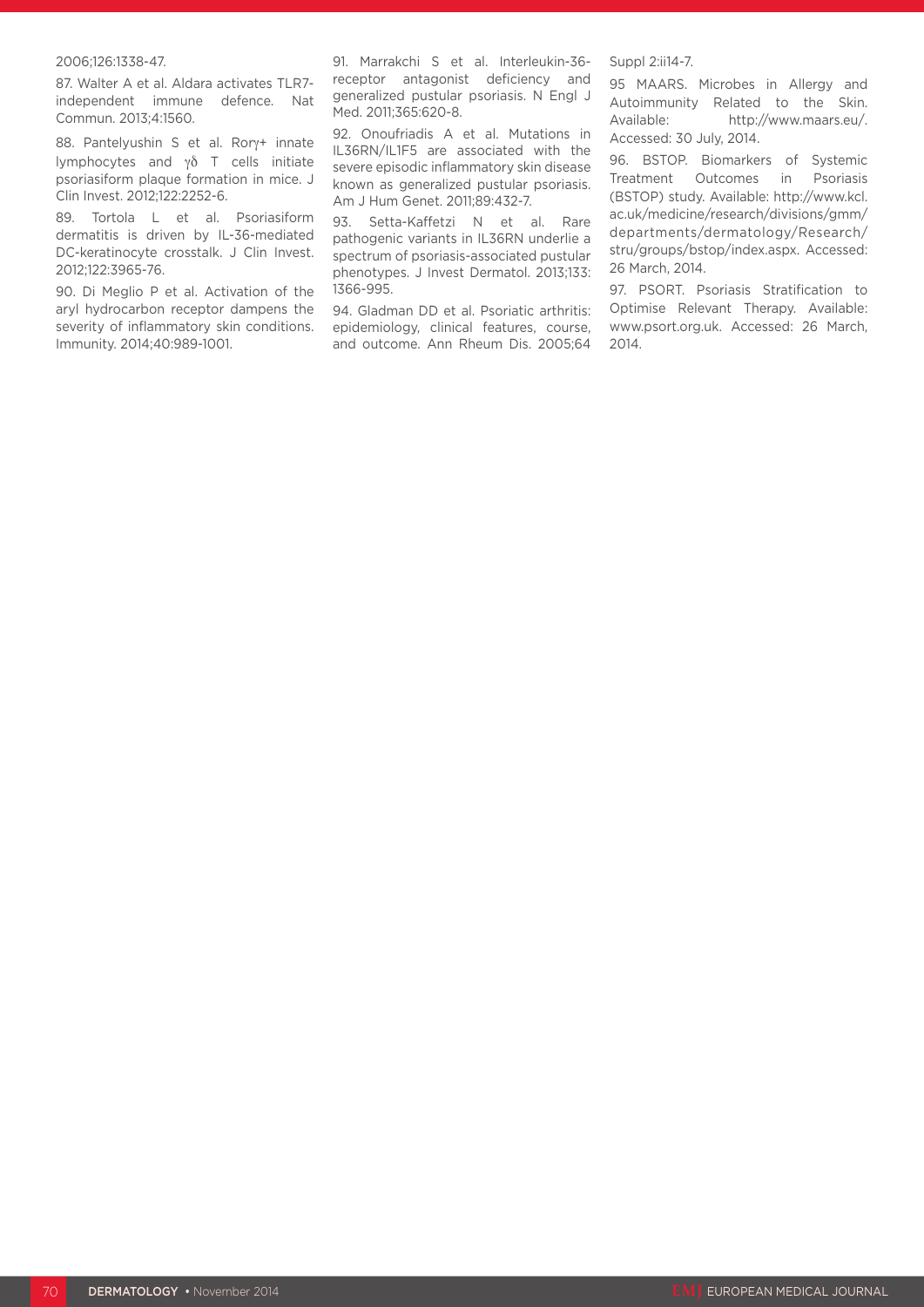2006;126:1338-47.

87. Walter A et al. Aldara activates TLR7-independent immune defence. Nat Commun. 2013;4:1560.

88. Pantelyushin S et al. Rorγ+ innate lymphocytes and γδ T cells initiate psoriasiform plaque formation in mice. J Clin Invest. 2012;122:2252-6.

89. Tortola L et al. Psoriasiform dermatitis is driven by IL-36-mediated DC-keratinocyte crosstalk. J Clin Invest. 2012;122:3965-76.

90. Di Meglio P et al. Activation of the aryl hydrocarbon receptor dampens the severity of inflammatory skin conditions. Immunity. 2014;40:989-1001.

91. Marrakchi S et al. Interleukin-36-receptor antagonist deficiency and generalized pustular psoriasis. N Engl J Med. 2011;365:620-8.

92. Onoufriadis A et al. Mutations in IL36RN/IL1F5 are associated with the severe episodic inflammatory skin disease known as generalized pustular psoriasis. Am J Hum Genet. 2011;89:432-7.

93. Setta-Kaffetzi N et al. Rare pathogenic variants in IL36RN underlie a spectrum of psoriasis-associated pustular phenotypes. J Invest Dermatol. 2013;133: 1366-995.

94. Gladman DD et al. Psoriatic arthritis: epidemiology, clinical features, course, and outcome. Ann Rheum Dis. 2005;64 Suppl 2:ii14-7.

95 MAARS. Microbes in Allergy and Autoimmunity Related to the Skin. Available: http://www.maars.eu/. Accessed: 30 July, 2014.

96. BSTOP. Biomarkers of Systemic Treatment Outcomes in Psoriasis (BSTOP) study. Available: http://www.kcl.ac.uk/medicine/research/divisions/gmm/departments/dermatology/Research/stru/groups/bstop/index.aspx. Accessed: 26 March, 2014.

97. PSORT. Psoriasis Stratification to Optimise Relevant Therapy. Available: www.psort.org.uk. Accessed: 26 March, 2014.